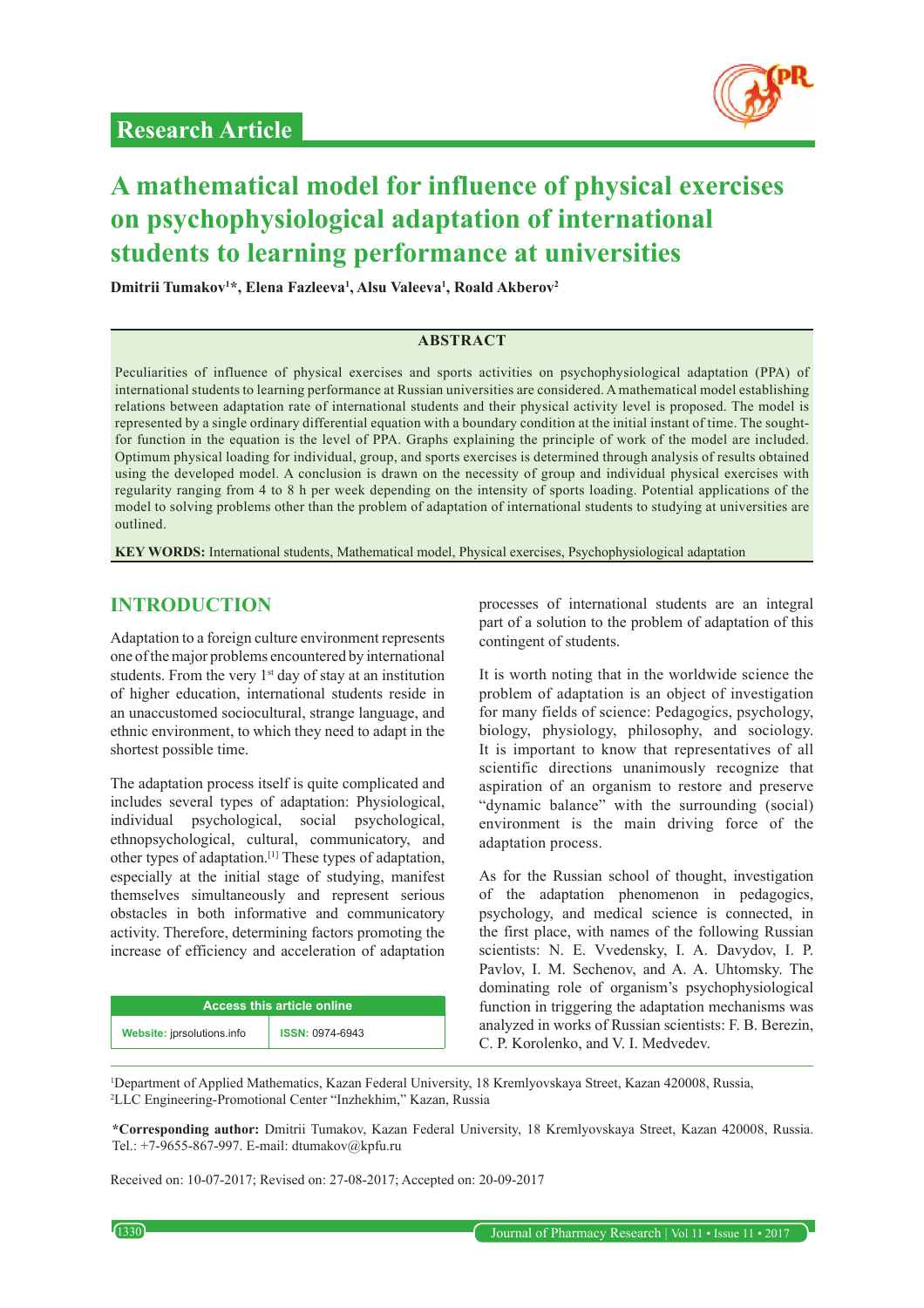Research Article

# A mathematical model for influence of physical exercises on psychophysiological adaptation of international students to learning performance at universities

**Dmitrii Tumakov[1]*, Elena Fazleeva[1], Alsu Valeeva[1], Roald Akberov[2]**

## ABSTRACT

Peculiarities of influence of physical exercises and sports activities on psychophysiological adaptation (PPA) of international students to learning performance at Russian universities are considered. A mathematical model establishing relations between adaptation rate of international students and their physical activity level is proposed. The model is represented by a single ordinary differential equation with a boundary condition at the initial instant of time. The sought-for function in the equation is the level of PPA. Graphs explaining the principle of work of the model are included. Optimum physical loading for individual, group, and sports exercises is determined through analysis of results obtained using the developed model. A conclusion is drawn on the necessity of group and individual physical exercises with regularity ranging from 4 to 8 h per week depending on the intensity of sports loading. Potential applications of the model to solving problems other than the problem of adaptation of international students to studying at universities are outlined.

**KEY WORDS:** International students, Mathematical model, Physical exercises, Psychophysiological adaptation

## INTRODUCTION

Adaptation to a foreign culture environment represents one of the major problems encountered by international students. From the very 1st day of stay at an institution of higher education, international students reside in an unaccustomed sociocultural, strange language, and ethnic environment, to which they need to adapt in the shortest possible time.

The adaptation process itself is quite complicated and includes several types of adaptation: Physiological, individual psychological, social psychological, ethnopsychological, cultural, communicatory, and other types of adaptation.[1] These types of adaptation, especially at the initial stage of studying, manifest themselves simultaneously and represent serious obstacles in both informative and communicatory activity. Therefore, determining factors promoting the increase of efficiency and acceleration of adaptation processes of international students are an integral part of a solution to the problem of adaptation of this contingent of students.

It is worth noting that in the worldwide science the problem of adaptation is an object of investigation for many fields of science: Pedagogics, psychology, biology, physiology, philosophy, and sociology. It is important to know that representatives of all scientific directions unanimously recognize that aspiration of an organism to restore and preserve "dynamic balance" with the surrounding (social) environment is the main driving force of the adaptation process.

As for the Russian school of thought, investigation of the adaptation phenomenon in pedagogics, psychology, and medical science is connected, in the first place, with names of the following Russian scientists: N. E. Vvedensky, I. A. Davydov, I. P. Pavlov, I. M. Sechenov, and A. A. Uhtomsky. The dominating role of organism's psychophysiological function in triggering the adaptation mechanisms was analyzed in works of Russian scientists: F. B. Berezin, C. P. Korolenko, and V. I. Medvedev.

| Access this article online | |
|---|---|
| **Website:** jprsolutions.info | **ISSN:** 0974-6943 |

[1]Department of Applied Mathematics, Kazan Federal University, 18 Kremlyovskaya Street, Kazan 420008, Russia,
[2]LLC Engineering-Promotional Center "Inzhekhim," Kazan, Russia

***Corresponding author:** Dmitrii Tumakov, Kazan Federal University, 18 Kremlyovskaya Street, Kazan 420008, Russia. Tel.: +7-9655-867-997. E-mail: dtumakov@kpfu.ru

Received on: 10-07-2017; Revised on: 27-08-2017; Accepted on: 20-09-2017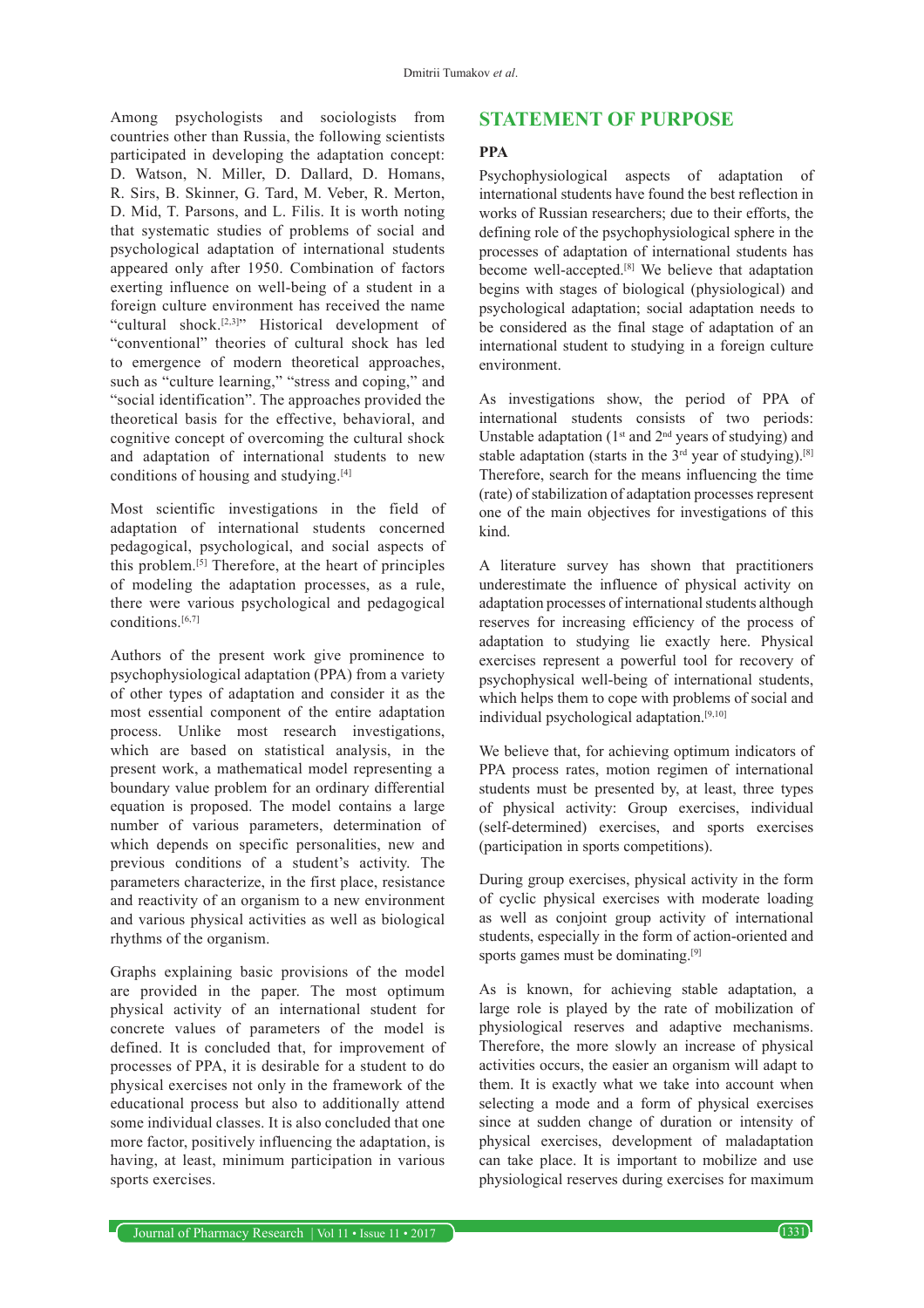Among psychologists and sociologists from countries other than Russia, the following scientists participated in developing the adaptation concept: D. Watson, N. Miller, D. Dallard, D. Homans, R. Sirs, B. Skinner, G. Tard, M. Veber, R. Merton, D. Mid, T. Parsons, and L. Filis. It is worth noting that systematic studies of problems of social and psychological adaptation of international students appeared only after 1950. Combination of factors exerting influence on well-being of a student in a foreign culture environment has received the name "cultural shock.[2,3]" Historical development of "conventional" theories of cultural shock has led to emergence of modern theoretical approaches, such as "culture learning," "stress and coping," and "social identification". The approaches provided the theoretical basis for the effective, behavioral, and cognitive concept of overcoming the cultural shock and adaptation of international students to new conditions of housing and studying.[4]

Most scientific investigations in the field of adaptation of international students concerned pedagogical, psychological, and social aspects of this problem.[5] Therefore, at the heart of principles of modeling the adaptation processes, as a rule, there were various psychological and pedagogical conditions.[6,7]

Authors of the present work give prominence to psychophysiological adaptation (PPA) from a variety of other types of adaptation and consider it as the most essential component of the entire adaptation process. Unlike most research investigations, which are based on statistical analysis, in the present work, a mathematical model representing a boundary value problem for an ordinary differential equation is proposed. The model contains a large number of various parameters, determination of which depends on specific personalities, new and previous conditions of a student's activity. The parameters characterize, in the first place, resistance and reactivity of an organism to a new environment and various physical activities as well as biological rhythms of the organism.

Graphs explaining basic provisions of the model are provided in the paper. The most optimum physical activity of an international student for concrete values of parameters of the model is defined. It is concluded that, for improvement of processes of PPA, it is desirable for a student to do physical exercises not only in the framework of the educational process but also to additionally attend some individual classes. It is also concluded that one more factor, positively influencing the adaptation, is having, at least, minimum participation in various sports exercises.

## STATEMENT OF PURPOSE

### PPA

Psychophysiological aspects of adaptation of international students have found the best reflection in works of Russian researchers; due to their efforts, the defining role of the psychophysiological sphere in the processes of adaptation of international students has become well-accepted.[8] We believe that adaptation begins with stages of biological (physiological) and psychological adaptation; social adaptation needs to be considered as the final stage of adaptation of an international student to studying in a foreign culture environment.

As investigations show, the period of PPA of international students consists of two periods: Unstable adaptation (1st and 2nd years of studying) and stable adaptation (starts in the 3rd year of studying).[8] Therefore, search for the means influencing the time (rate) of stabilization of adaptation processes represent one of the main objectives for investigations of this kind.

A literature survey has shown that practitioners underestimate the influence of physical activity on adaptation processes of international students although reserves for increasing efficiency of the process of adaptation to studying lie exactly here. Physical exercises represent a powerful tool for recovery of psychophysical well-being of international students, which helps them to cope with problems of social and individual psychological adaptation.[9,10]

We believe that, for achieving optimum indicators of PPA process rates, motion regimen of international students must be presented by, at least, three types of physical activity: Group exercises, individual (self-determined) exercises, and sports exercises (participation in sports competitions).

During group exercises, physical activity in the form of cyclic physical exercises with moderate loading as well as conjoint group activity of international students, especially in the form of action-oriented and sports games must be dominating.[9]

As is known, for achieving stable adaptation, a large role is played by the rate of mobilization of physiological reserves and adaptive mechanisms. Therefore, the more slowly an increase of physical activities occurs, the easier an organism will adapt to them. It is exactly what we take into account when selecting a mode and a form of physical exercises since at sudden change of duration or intensity of physical exercises, development of maladaptation can take place. It is important to mobilize and use physiological reserves during exercises for maximum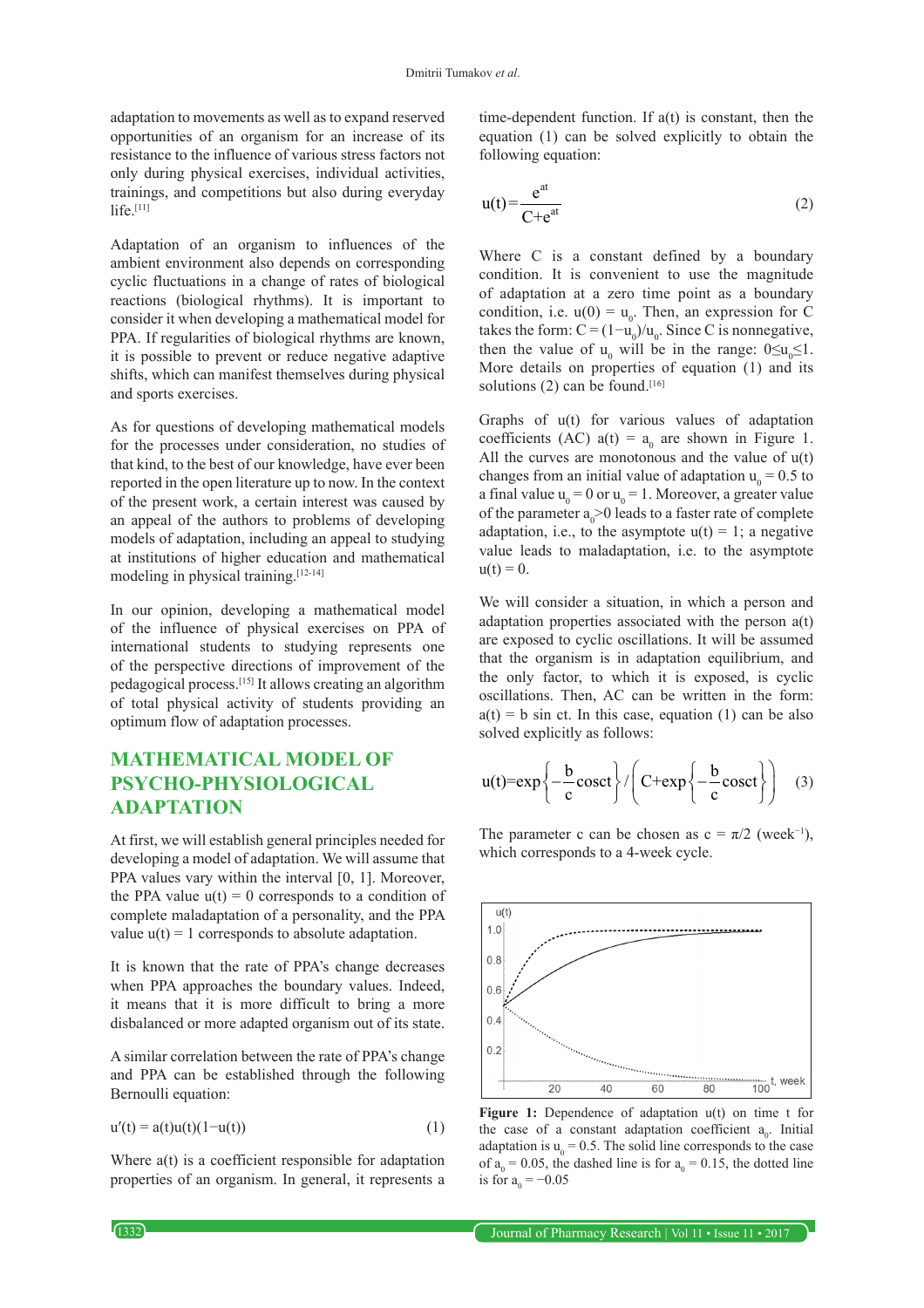adaptation to movements as well as to expand reserved opportunities of an organism for an increase of its resistance to the influence of various stress factors not only during physical exercises, individual activities, trainings, and competitions but also during everyday life.[11]

Adaptation of an organism to influences of the ambient environment also depends on corresponding cyclic fluctuations in a change of rates of biological reactions (biological rhythms). It is important to consider it when developing a mathematical model for PPA. If regularities of biological rhythms are known, it is possible to prevent or reduce negative adaptive shifts, which can manifest themselves during physical and sports exercises.

As for questions of developing mathematical models for the processes under consideration, no studies of that kind, to the best of our knowledge, have ever been reported in the open literature up to now. In the context of the present work, a certain interest was caused by an appeal of the authors to problems of developing models of adaptation, including an appeal to studying at institutions of higher education and mathematical modeling in physical training.[12-14]

In our opinion, developing a mathematical model of the influence of physical exercises on PPA of international students to studying represents one of the perspective directions of improvement of the pedagogical process.[15] It allows creating an algorithm of total physical activity of students providing an optimum flow of adaptation processes.

## MATHEMATICAL MODEL OF PSYCHO-PHYSIOLOGICAL ADAPTATION

At first, we will establish general principles needed for developing a model of adaptation. We will assume that PPA values vary within the interval [0, 1]. Moreover, the PPA value $u(t) = 0$ corresponds to a condition of complete maladaptation of a personality, and the PPA value $u(t) = 1$ corresponds to absolute adaptation.

It is known that the rate of PPA's change decreases when PPA approaches the boundary values. Indeed, it means that it is more difficult to bring a more disbalanced or more adapted organism out of its state.

A similar correlation between the rate of PPA's change and PPA can be established through the following Bernoulli equation:

$$u'(t) = a(t)u(t)(1-u(t)) \tag{1}$$

Where $a(t)$ is a coefficient responsible for adaptation properties of an organism. In general, it represents a time-dependent function. If $a(t)$ is constant, then the equation (1) can be solved explicitly to obtain the following equation:

$$u(t) = \frac{e^{at}}{C + e^{at}} \tag{2}$$

Where C is a constant defined by a boundary condition. It is convenient to use the magnitude of adaptation at a zero time point as a boundary condition, i.e. $u(0) = u_0$. Then, an expression for C takes the form: $C = (1-u_0)/u_0$. Since C is nonnegative, then the value of $u_0$ will be in the range: $0 \le u_0 \le 1$. More details on properties of equation (1) and its solutions (2) can be found.[16]

Graphs of $u(t)$ for various values of adaptation coefficients (AC) $a(t) = a_0$ are shown in Figure 1. All the curves are monotonous and the value of $u(t)$ changes from an initial value of adaptation $u_0 = 0.5$ to a final value $u_0 = 0$ or $u_0 = 1$. Moreover, a greater value of the parameter $a_0 > 0$ leads to a faster rate of complete adaptation, i.e., to the asymptote $u(t) = 1$; a negative value leads to maladaptation, i.e. to the asymptote $u(t) = 0$.

We will consider a situation, in which a person and adaptation properties associated with the person $a(t)$ are exposed to cyclic oscillations. It will be assumed that the organism is in adaptation equilibrium, and the only factor, to which it is exposed, is cyclic oscillations. Then, AC can be written in the form: $a(t) = b \sin ct$. In this case, equation (1) can be also solved explicitly as follows:

$$u(t) = \exp\left\{-\frac{b}{c}\cos ct\right\} \Bigg/ \left(C + \exp\left\{-\frac{b}{c}\cos ct\right\}\right) \tag{3}$$

The parameter c can be chosen as $c = \pi/2$ ($\text{week}^{-1}$), which corresponds to a 4-week cycle.

**Figure 1:** Dependence of adaptation $u(t)$ on time t for the case of a constant adaptation coefficient $a_0$. Initial adaptation is $u_0 = 0.5$. The solid line corresponds to the case of $a_0 = 0.05$, the dashed line is for $a_0 = 0.15$, the dotted line is for $a_0 = -0.05$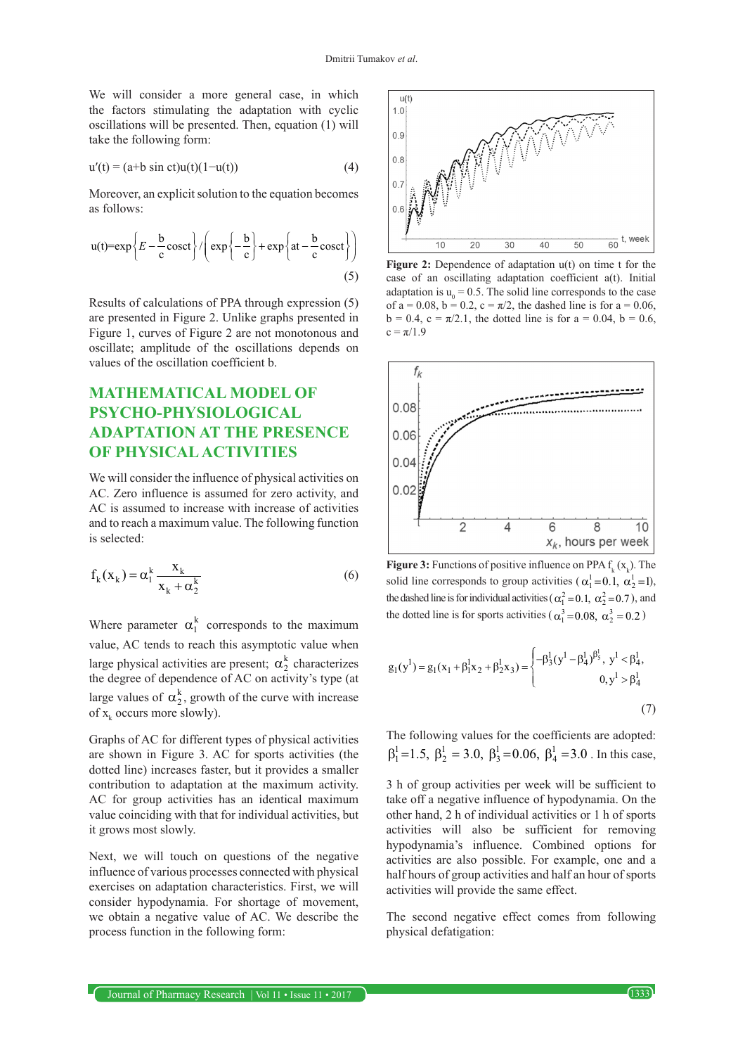We will consider a more general case, in which the factors stimulating the adaptation with cyclic oscillations will be presented. Then, equation (1) will take the following form:

$$u'(t) = (a+b \sin ct)u(t)(1-u(t)) \tag{4}$$

Moreover, an explicit solution to the equation becomes as follows:

$$u(t)=\exp\left\{E-\frac{b}{c}\cos ct\right\}/\left(\exp\left\{-\frac{b}{c}\right\}+\exp\left\{at-\frac{b}{c}\cos ct\right\}\right) \tag{5}$$

Results of calculations of PPA through expression (5) are presented in Figure 2. Unlike graphs presented in Figure 1, curves of Figure 2 are not monotonous and oscillate; amplitude of the oscillations depends on values of the oscillation coefficient b.

Figure 2: Dependence of adaptation u(t) on time t for the case of an oscillating adaptation coefficient a(t). Initial adaptation is $u_0 = 0.5$. The solid line corresponds to the case of $a = 0.08$, $b = 0.2$, $c = \pi/2$, the dashed line is for $a = 0.06$, $b = 0.4$, $c = \pi/2.1$, the dotted line is for $a = 0.04$, $b = 0.6$, $c = \pi/1.9$

## MATHEMATICAL MODEL OF PSYCHO-PHYSIOLOGICAL ADAPTATION AT THE PRESENCE OF PHYSICAL ACTIVITIES

We will consider the influence of physical activities on AC. Zero influence is assumed for zero activity, and AC is assumed to increase with increase of activities and to reach a maximum value. The following function is selected:

$$f_k(x_k) = \alpha_1^k \frac{x_k}{x_k + \alpha_2^k} \tag{6}$$

Where parameter $\alpha_1^k$ corresponds to the maximum value, AC tends to reach this asymptotic value when large physical activities are present; $\alpha_2^k$ characterizes the degree of dependence of AC on activity's type (at large values of $\alpha_2^k$, growth of the curve with increase of $x_k$ occurs more slowly).

Figure 3: Functions of positive influence on PPA $f_k(x_k)$. The solid line corresponds to group activities ($\alpha_1^1 = 0.1$, $\alpha_2^1 = 1$), the dashed line is for individual activities ($\alpha_1^2 = 0.1$, $\alpha_2^2 = 0.7$), and the dotted line is for sports activities ($\alpha_1^3 = 0.08$, $\alpha_2^3 = 0.2$)

Graphs of AC for different types of physical activities are shown in Figure 3. AC for sports activities (the dotted line) increases faster, but it provides a smaller contribution to adaptation at the maximum activity. AC for group activities has an identical maximum value coinciding with that for individual activities, but it grows most slowly.

Next, we will touch on questions of the negative influence of various processes connected with physical exercises on adaptation characteristics. First, we will consider hypodynamia. For shortage of movement, we obtain a negative value of AC. We describe the process function in the following form:

$$g_1(y^1) = g_1(x_1 + \beta_1^1 x_2 + \beta_2^1 x_3) = \begin{cases} -\beta_3^1 (y^1 - \beta_4^1)^{\beta_5^1}, & y^1 < \beta_4^1, \\ 0, & y^1 > \beta_4^1 \end{cases} \tag{7}$$

The following values for the coefficients are adopted: $\beta_1^1 = 1.5$, $\beta_2^1 = 3.0$, $\beta_3^1 = 0.06$, $\beta_4^1 = 3.0$. In this case, 3 h of group activities per week will be sufficient to take off a negative influence of hypodynamia. On the other hand, 2 h of individual activities or 1 h of sports activities will also be sufficient for removing hypodynamia's influence. Combined options for activities are also possible. For example, one and a half hours of group activities and half an hour of sports activities will provide the same effect.

The second negative effect comes from following physical defatigation: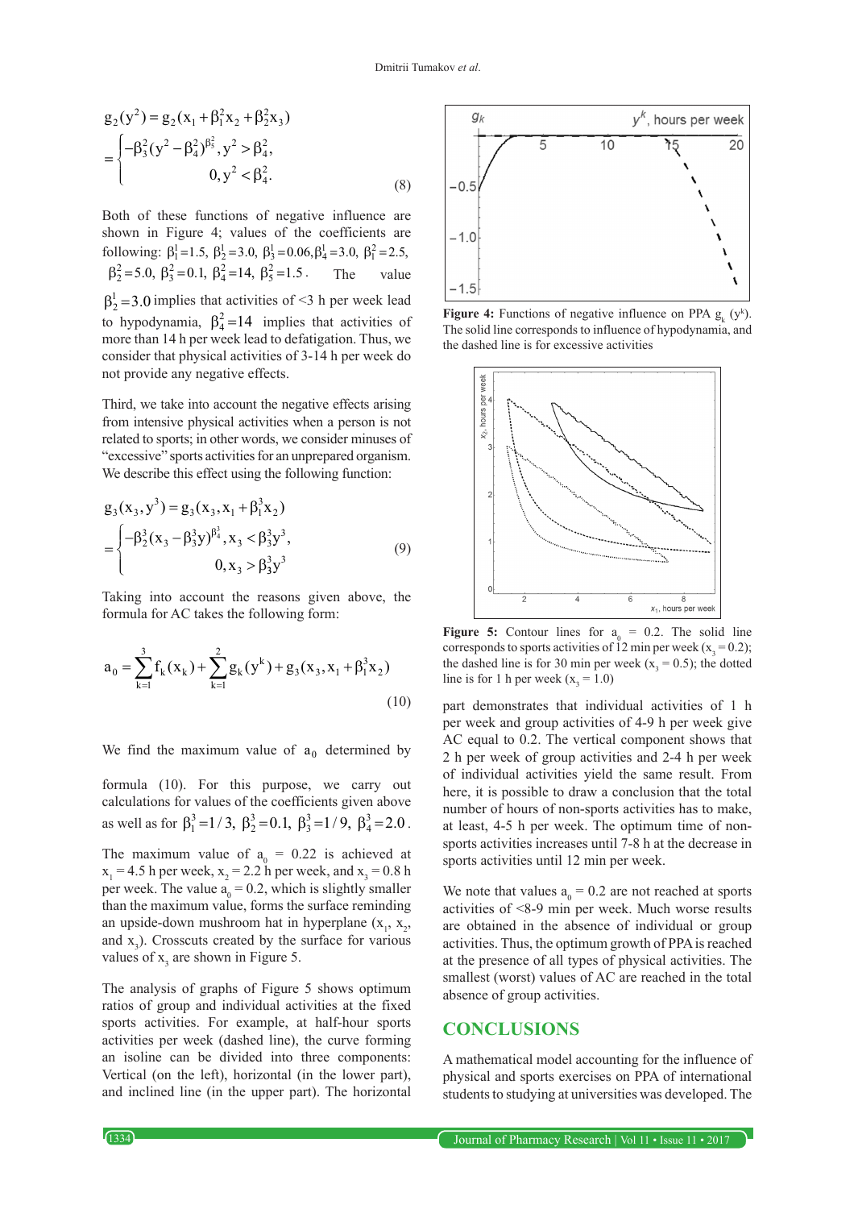$$g_2(y^2) = g_2(x_1 + \beta_1^2 x_2 + \beta_2^2 x_3)$$

$$= \begin{cases} -\beta_3^2 (y^2 - \beta_4^2)^{\beta_5^2}, y^2 > \beta_4^2, \\ 0, y^2 < \beta_4^2. \end{cases} \quad (8)$$

Both of these functions of negative influence are shown in Figure 4; values of the coefficients are following: $\beta_1^1 = 1.5$, $\beta_2^1 = 3.0$, $\beta_3^1 = 0.06$, $\beta_4^1 = 3.0$, $\beta_1^2 = 2.5$, $\beta_2^2 = 5.0$, $\beta_3^2 = 0.1$, $\beta_4^2 = 14$, $\beta_5^2 = 1.5$. The value $\beta_2^1 = 3.0$ implies that activities of <3 h per week lead to hypodynamia, $\beta_4^2 = 14$ implies that activities of more than 14 h per week lead to defatigation. Thus, we consider that physical activities of 3-14 h per week do not provide any negative effects.

Third, we take into account the negative effects arising from intensive physical activities when a person is not related to sports; in other words, we consider minuses of "excessive" sports activities for an unprepared organism. We describe this effect using the following function:

$$g_3(x_3, y^3) = g_3(x_3, x_1 + \beta_1^3 x_2)$$

$$= \begin{cases} -\beta_2^3 (x_3 - \beta_3^3 y)^{\beta_4^3}, x_3 < \beta_3^3 y^3, \\ 0, x_3 > \beta_3^3 y^3 \end{cases} \quad (9)$$

Taking into account the reasons given above, the formula for AC takes the following form:

$$a_0 = \sum_{k=1}^{3} f_k(x_k) + \sum_{k=1}^{2} g_k(y^k) + g_3(x_3, x_1 + \beta_1^3 x_2) \quad (10)$$

We find the maximum value of $a_0$ determined by formula (10). For this purpose, we carry out calculations for values of the coefficients given above as well as for $\beta_1^3 = 1/3$, $\beta_2^3 = 0.1$, $\beta_3^3 = 1/9$, $\beta_4^3 = 2.0$.

The maximum value of $a_0$ = 0.22 is achieved at $x_1$ = 4.5 h per week, $x_2$ = 2.2 h per week, and $x_3$ = 0.8 h per week. The value $a_0$ = 0.2, which is slightly smaller than the maximum value, forms the surface reminding an upside-down mushroom hat in hyperplane ($x_1$, $x_2$, and $x_3$). Crosscuts created by the surface for various values of $x_3$ are shown in Figure 5.

The analysis of graphs of Figure 5 shows optimum ratios of group and individual activities at the fixed sports activities. For example, at half-hour sports activities per week (dashed line), the curve forming an isoline can be divided into three components: Vertical (on the left), horizontal (in the lower part), and inclined line (in the upper part). The horizontal part demonstrates that individual activities of 1 h per week and group activities of 4-9 h per week give AC equal to 0.2. The vertical component shows that 2 h per week of group activities and 2-4 h per week of individual activities yield the same result. From here, it is possible to draw a conclusion that the total number of hours of non-sports activities has to make, at least, 4-5 h per week. The optimum time of non-sports activities increases until 7-8 h at the decrease in sports activities until 12 min per week.

**Figure 4:** Functions of negative influence on PPA $g_k$ ($y^k$). The solid line corresponds to influence of hypodynamia, and the dashed line is for excessive activities

**Figure 5:** Contour lines for $a_0$ = 0.2. The solid line corresponds to sports activities of 12 min per week ($x_3$ = 0.2); the dashed line is for 30 min per week ($x_3$ = 0.5); the dotted line is for 1 h per week ($x_3$ = 1.0)

We note that values $a_0$ = 0.2 are not reached at sports activities of <8-9 min per week. Much worse results are obtained in the absence of individual or group activities. Thus, the optimum growth of PPA is reached at the presence of all types of physical activities. The smallest (worst) values of AC are reached in the total absence of group activities.

## CONCLUSIONS

A mathematical model accounting for the influence of physical and sports exercises on PPA of international students to studying at universities was developed. The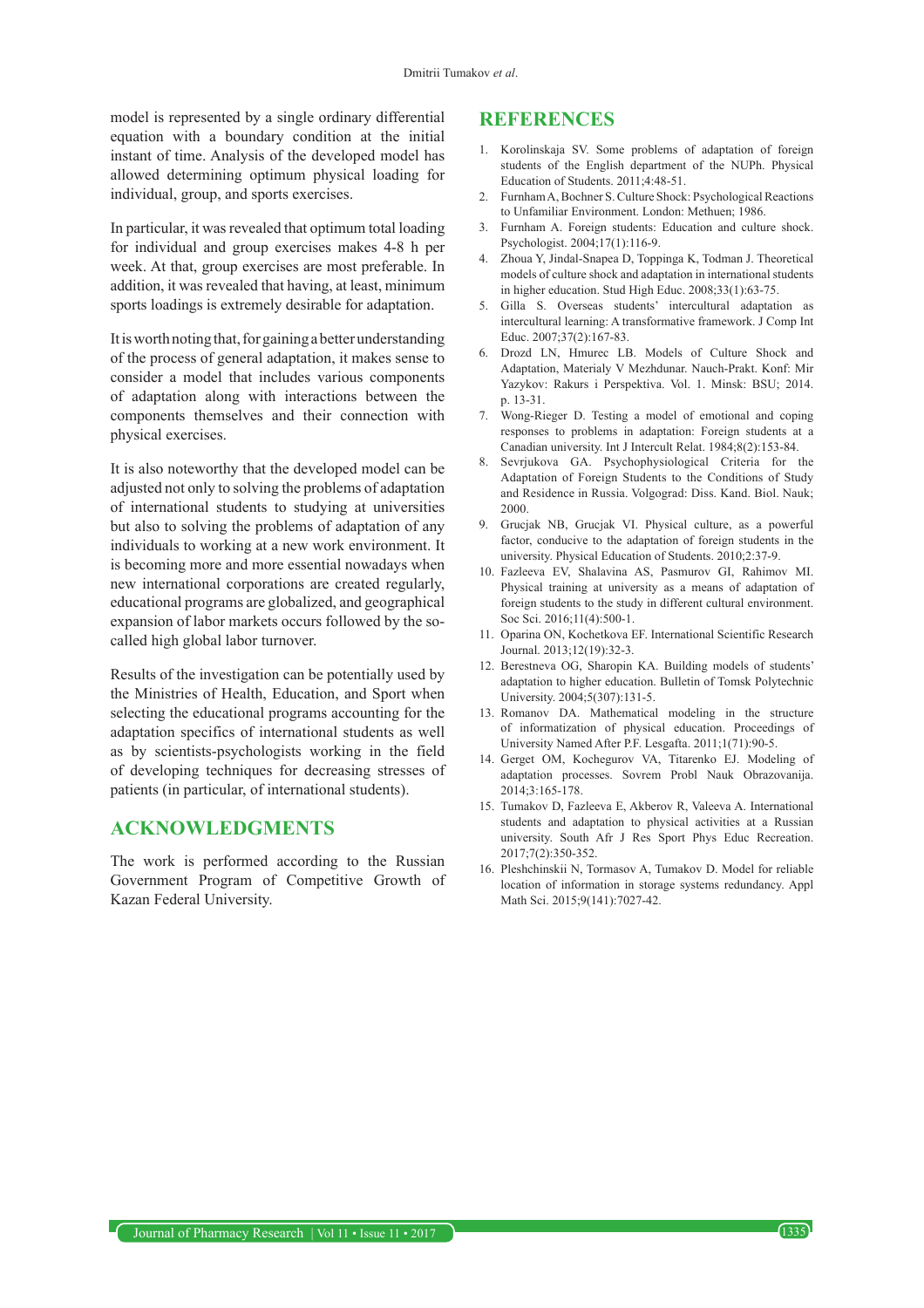model is represented by a single ordinary differential equation with a boundary condition at the initial instant of time. Analysis of the developed model has allowed determining optimum physical loading for individual, group, and sports exercises.

In particular, it was revealed that optimum total loading for individual and group exercises makes 4-8 h per week. At that, group exercises are most preferable. In addition, it was revealed that having, at least, minimum sports loadings is extremely desirable for adaptation.

It is worth noting that, for gaining a better understanding of the process of general adaptation, it makes sense to consider a model that includes various components of adaptation along with interactions between the components themselves and their connection with physical exercises.

It is also noteworthy that the developed model can be adjusted not only to solving the problems of adaptation of international students to studying at universities but also to solving the problems of adaptation of any individuals to working at a new work environment. It is becoming more and more essential nowadays when new international corporations are created regularly, educational programs are globalized, and geographical expansion of labor markets occurs followed by the so-called high global labor turnover.

Results of the investigation can be potentially used by the Ministries of Health, Education, and Sport when selecting the educational programs accounting for the adaptation specifics of international students as well as by scientists-psychologists working in the field of developing techniques for decreasing stresses of patients (in particular, of international students).

## ACKNOWLEDGMENTS

The work is performed according to the Russian Government Program of Competitive Growth of Kazan Federal University.

## REFERENCES

1. Korolinskaja SV. Some problems of adaptation of foreign students of the English department of the NUPh. Physical Education of Students. 2011;4:48-51.
2. Furnham A, Bochner S. Culture Shock: Psychological Reactions to Unfamiliar Environment. London: Methuen; 1986.
3. Furnham A. Foreign students: Education and culture shock. Psychologist. 2004;17(1):116-9.
4. Zhoua Y, Jindal-Snapea D, Toppinga K, Todman J. Theoretical models of culture shock and adaptation in international students in higher education. Stud High Educ. 2008;33(1):63-75.
5. Gilla S. Overseas students' intercultural adaptation as intercultural learning: A transformative framework. J Comp Int Educ. 2007;37(2):167-83.
6. Drozd LN, Hmurec LB. Models of Culture Shock and Adaptation, Materialy V Mezhdunar. Nauch-Prakt. Konf: Mir Yazykov: Rakurs i Perspektiva. Vol. 1. Minsk: BSU; 2014. p. 13-31.
7. Wong-Rieger D. Testing a model of emotional and coping responses to problems in adaptation: Foreign students at a Canadian university. Int J Intercult Relat. 1984;8(2):153-84.
8. Sevrjukova GA. Psychophysiological Criteria for the Adaptation of Foreign Students to the Conditions of Study and Residence in Russia. Volgograd: Diss. Kand. Biol. Nauk; 2000.
9. Grucjak NB, Grucjak VI. Physical culture, as a powerful factor, conducive to the adaptation of foreign students in the university. Physical Education of Students. 2010;2:37-9.
10. Fazleeva EV, Shalavina AS, Pasmurov GI, Rahimov MI. Physical training at university as a means of adaptation of foreign students to the study in different cultural environment. Soc Sci. 2016;11(4):500-1.
11. Oparina ON, Kochetkova EF. International Scientific Research Journal. 2013;12(19):32-3.
12. Berestneva OG, Sharopin KA. Building models of students' adaptation to higher education. Bulletin of Tomsk Polytechnic University. 2004;5(307):131-5.
13. Romanov DA. Mathematical modeling in the structure of informatization of physical education. Proceedings of University Named After P.F. Lesgafta. 2011;1(71):90-5.
14. Gerget OM, Kochegurov VA, Titarenko EJ. Modeling of adaptation processes. Sovrem Probl Nauk Obrazovanija. 2014;3:165-178.
15. Tumakov D, Fazleeva E, Akberov R, Valeeva A. International students and adaptation to physical activities at a Russian university. South Afr J Res Sport Phys Educ Recreation. 2017;7(2):350-352.
16. Pleshchinskii N, Tormasov A, Tumakov D. Model for reliable location of information in storage systems redundancy. Appl Math Sci. 2015;9(141):7027-42.